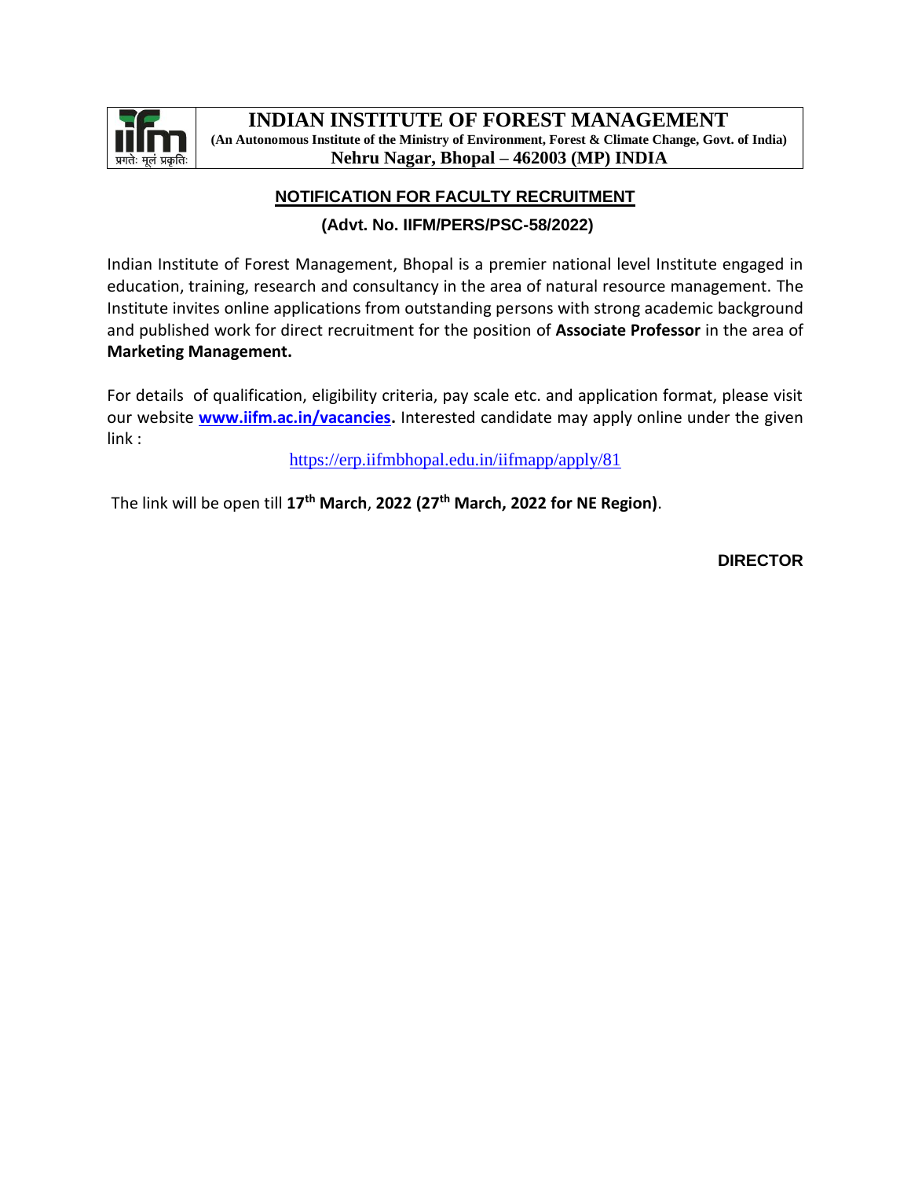# INDIAN INSTITUTE OF FOREST MANAGEMENT

**(An Autonomous Institute of the Ministry of Environment, Forest & Climate Change, Govt. of India)**

**Nehru Nagar, Bhopal – 462003 (MP) INDIA**

प्रगतेः मूलं प्रकृतिः

## NOTIFICATION FOR FACULTY RECRUITMENT

**(Advt. No. IIFM/PERS/PSC-58/2022)**

Indian Institute of Forest Management, Bhopal is a premier national level Institute engaged in education, training, research and consultancy in the area of natural resource management. The Institute invites online applications from outstanding persons with strong academic background and published work for direct recruitment for the position of **Associate Professor** in the area of **Marketing Management.**

For details of qualification, eligibility criteria, pay scale etc. and application format, please visit our website **www.iifm.ac.in/vacancies.** Interested candidate may apply online under the given link :

https://erp.iifmbhopal.edu.in/iifmapp/apply/81

The link will be open till **17th March**, **2022 (27th March, 2022 for NE Region)**.

**DIRECTOR**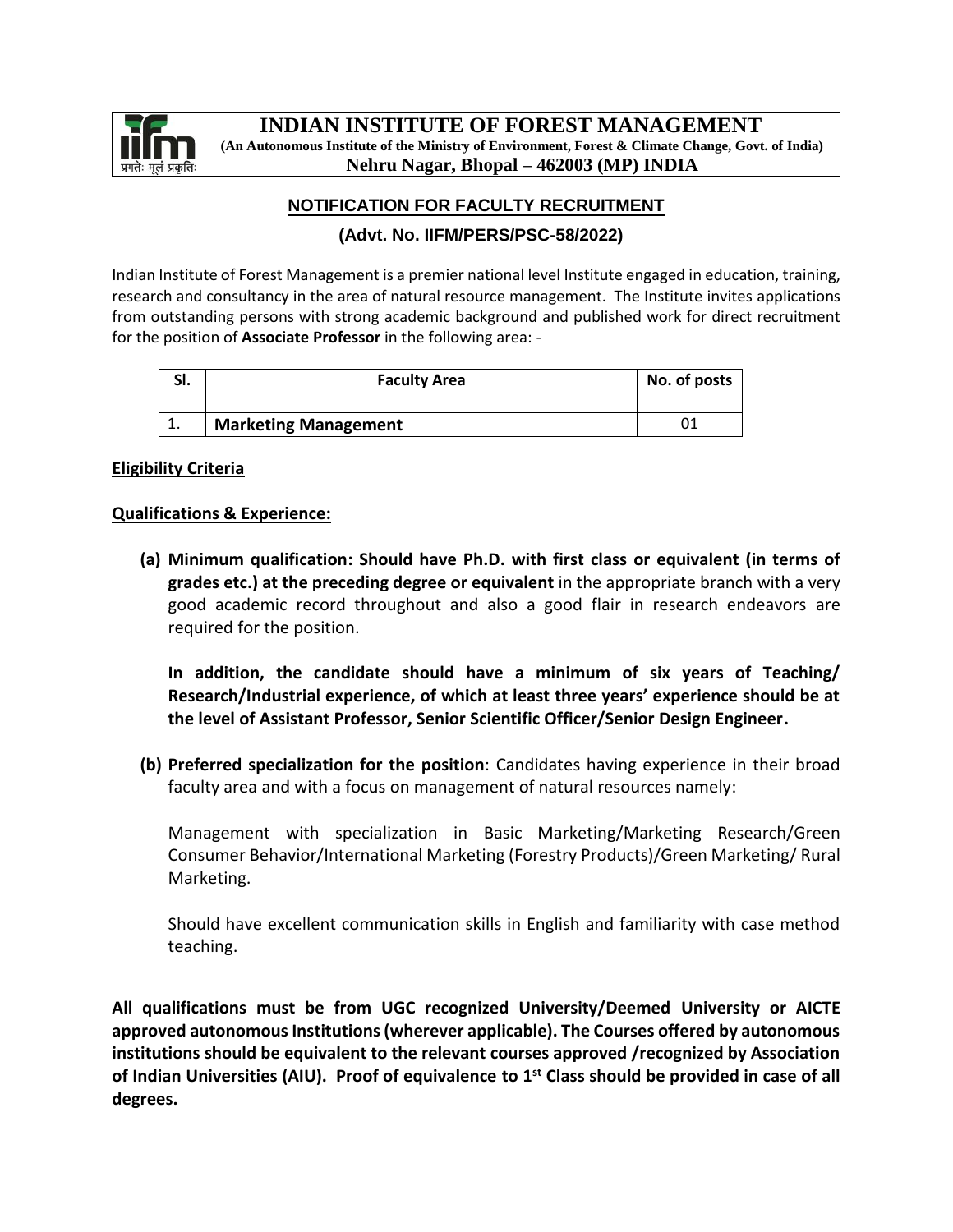# INDIAN INSTITUTE OF FOREST MANAGEMENT

**(An Autonomous Institute of the Ministry of Environment, Forest & Climate Change, Govt. of India)**

**Nehru Nagar, Bhopal – 462003 (MP) INDIA**

## NOTIFICATION FOR FACULTY RECRUITMENT

### (Advt. No. IIFM/PERS/PSC-58/2022)

Indian Institute of Forest Management is a premier national level Institute engaged in education, training, research and consultancy in the area of natural resource management. The Institute invites applications from outstanding persons with strong academic background and published work for direct recruitment for the position of **Associate Professor** in the following area: -

| Sl. | Faculty Area | No. of posts |
|---|---|---|
| 1. | **Marketing Management** | 01 |

**Eligibility Criteria**

**Qualifications & Experience:**

**(a) Minimum qualification: Should have Ph.D. with first class or equivalent (in terms of grades etc.) at the preceding degree or equivalent** in the appropriate branch with a very good academic record throughout and also a good flair in research endeavors are required for the position.

**In addition, the candidate should have a minimum of six years of Teaching/ Research/Industrial experience, of which at least three years' experience should be at the level of Assistant Professor, Senior Scientific Officer/Senior Design Engineer.**

**(b) Preferred specialization for the position**: Candidates having experience in their broad faculty area and with a focus on management of natural resources namely:

Management with specialization in Basic Marketing/Marketing Research/Green Consumer Behavior/International Marketing (Forestry Products)/Green Marketing/ Rural Marketing.

Should have excellent communication skills in English and familiarity with case method teaching.

**All qualifications must be from UGC recognized University/Deemed University or AICTE approved autonomous Institutions (wherever applicable). The Courses offered by autonomous institutions should be equivalent to the relevant courses approved /recognized by Association of Indian Universities (AIU). Proof of equivalence to 1st Class should be provided in case of all degrees.**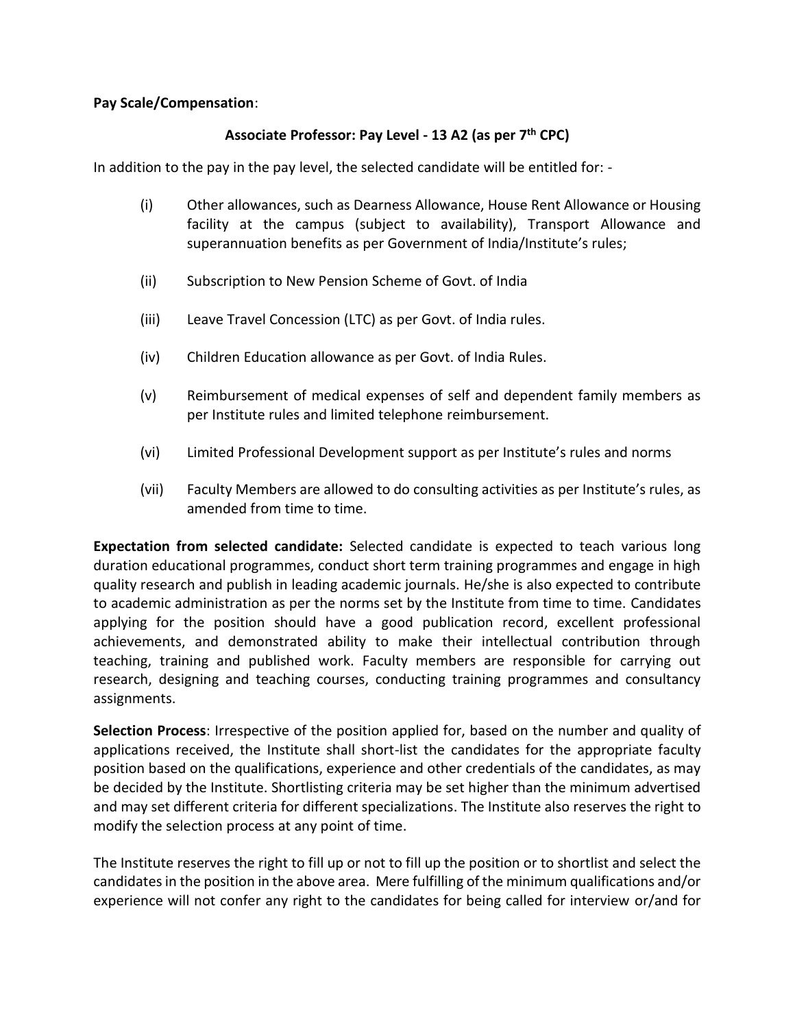**Pay Scale/Compensation**:

**Associate Professor: Pay Level - 13 A2 (as per 7th CPC)**

In addition to the pay in the pay level, the selected candidate will be entitled for: -

(i) Other allowances, such as Dearness Allowance, House Rent Allowance or Housing facility at the campus (subject to availability), Transport Allowance and superannuation benefits as per Government of India/Institute's rules;

(ii) Subscription to New Pension Scheme of Govt. of India

(iii) Leave Travel Concession (LTC) as per Govt. of India rules.

(iv) Children Education allowance as per Govt. of India Rules.

(v) Reimbursement of medical expenses of self and dependent family members as per Institute rules and limited telephone reimbursement.

(vi) Limited Professional Development support as per Institute's rules and norms

(vii) Faculty Members are allowed to do consulting activities as per Institute's rules, as amended from time to time.

**Expectation from selected candidate:** Selected candidate is expected to teach various long duration educational programmes, conduct short term training programmes and engage in high quality research and publish in leading academic journals. He/she is also expected to contribute to academic administration as per the norms set by the Institute from time to time. Candidates applying for the position should have a good publication record, excellent professional achievements, and demonstrated ability to make their intellectual contribution through teaching, training and published work. Faculty members are responsible for carrying out research, designing and teaching courses, conducting training programmes and consultancy assignments.

**Selection Process**: Irrespective of the position applied for, based on the number and quality of applications received, the Institute shall short-list the candidates for the appropriate faculty position based on the qualifications, experience and other credentials of the candidates, as may be decided by the Institute. Shortlisting criteria may be set higher than the minimum advertised and may set different criteria for different specializations. The Institute also reserves the right to modify the selection process at any point of time.

The Institute reserves the right to fill up or not to fill up the position or to shortlist and select the candidates in the position in the above area. Mere fulfilling of the minimum qualifications and/or experience will not confer any right to the candidates for being called for interview or/and for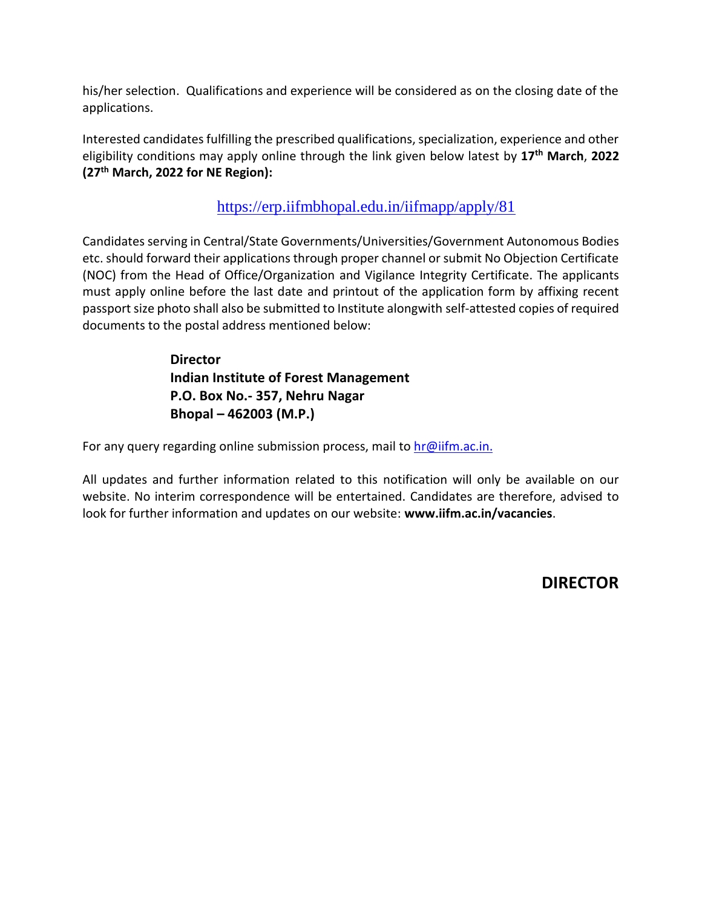his/her selection. Qualifications and experience will be considered as on the closing date of the applications.

Interested candidates fulfilling the prescribed qualifications, specialization, experience and other eligibility conditions may apply online through the link given below latest by **17th March**, **2022 (27th March, 2022 for NE Region):**

https://erp.iifmbhopal.edu.in/iifmapp/apply/81

Candidates serving in Central/State Governments/Universities/Government Autonomous Bodies etc. should forward their applications through proper channel or submit No Objection Certificate (NOC) from the Head of Office/Organization and Vigilance Integrity Certificate. The applicants must apply online before the last date and printout of the application form by affixing recent passport size photo shall also be submitted to Institute alongwith self-attested copies of required documents to the postal address mentioned below:

**Director**
**Indian Institute of Forest Management**
**P.O. Box No.- 357, Nehru Nagar**
**Bhopal – 462003 (M.P.)**

For any query regarding online submission process, mail to hr@iifm.ac.in.

All updates and further information related to this notification will only be available on our website. No interim correspondence will be entertained. Candidates are therefore, advised to look for further information and updates on our website: **www.iifm.ac.in/vacancies**.

**DIRECTOR**